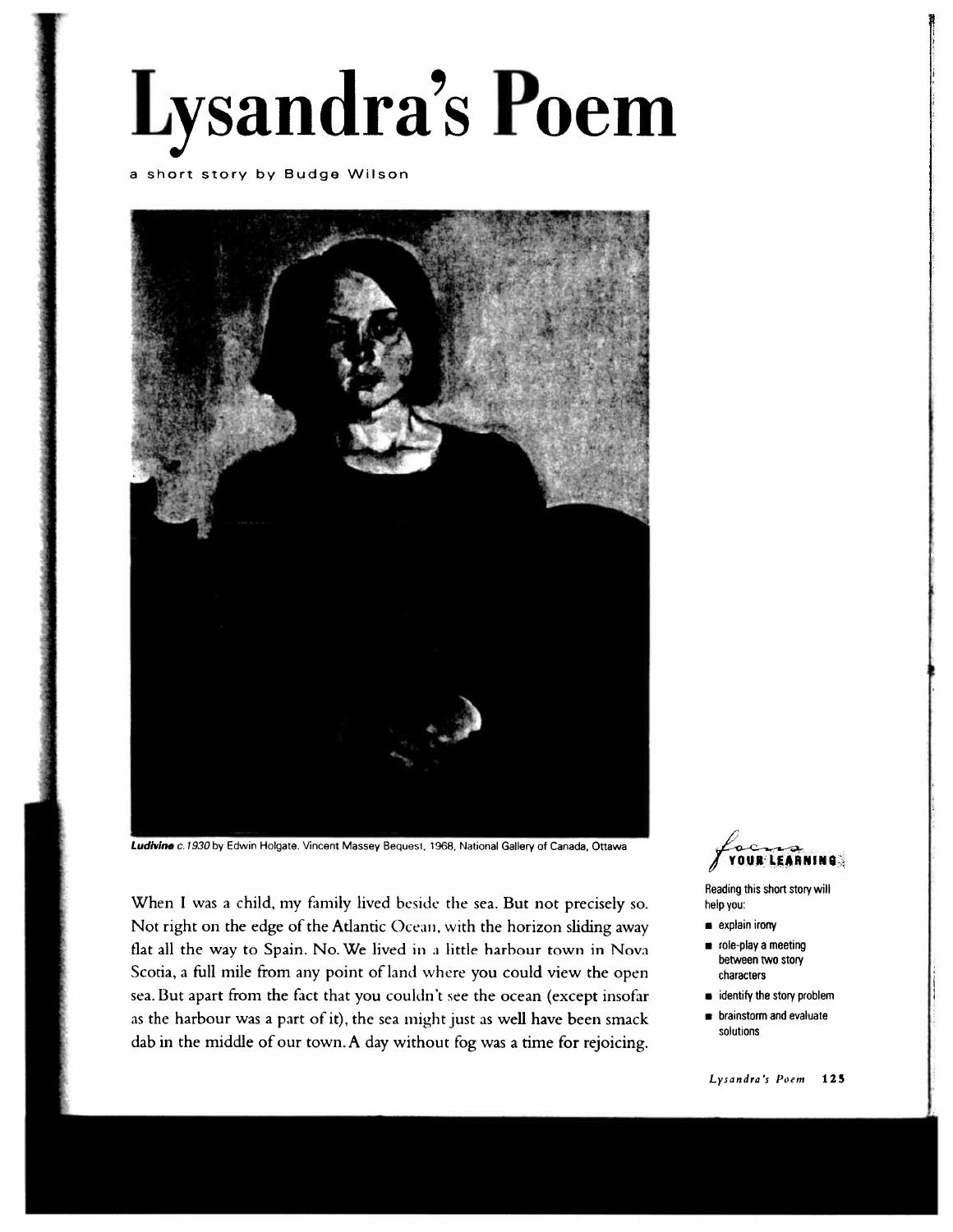# Lysandra's Poem

a short story by Budge Wilson

***Ludivine** c. 1930* by Edwin Holgate. Vincent Massey Bequest, 1968, National Gallery of Canada, Ottawa

When I was a child, my family lived beside the sea. But not precisely so. Not right on the edge of the Atlantic Ocean, with the horizon sliding away flat all the way to Spain. No. We lived in a little harbour town in Nova Scotia, a full mile from any point of land where you could view the open sea. But apart from the fact that you couldn't see the ocean (except insofar as the harbour was a part of it), the sea might just as well have been smack dab in the middle of our town. A day without fog was a time for rejoicing.

**focus YOUR LEARNING**

Reading this short story will help you:

- explain irony
- role-play a meeting between two story characters
- identify the story problem
- brainstorm and evaluate solutions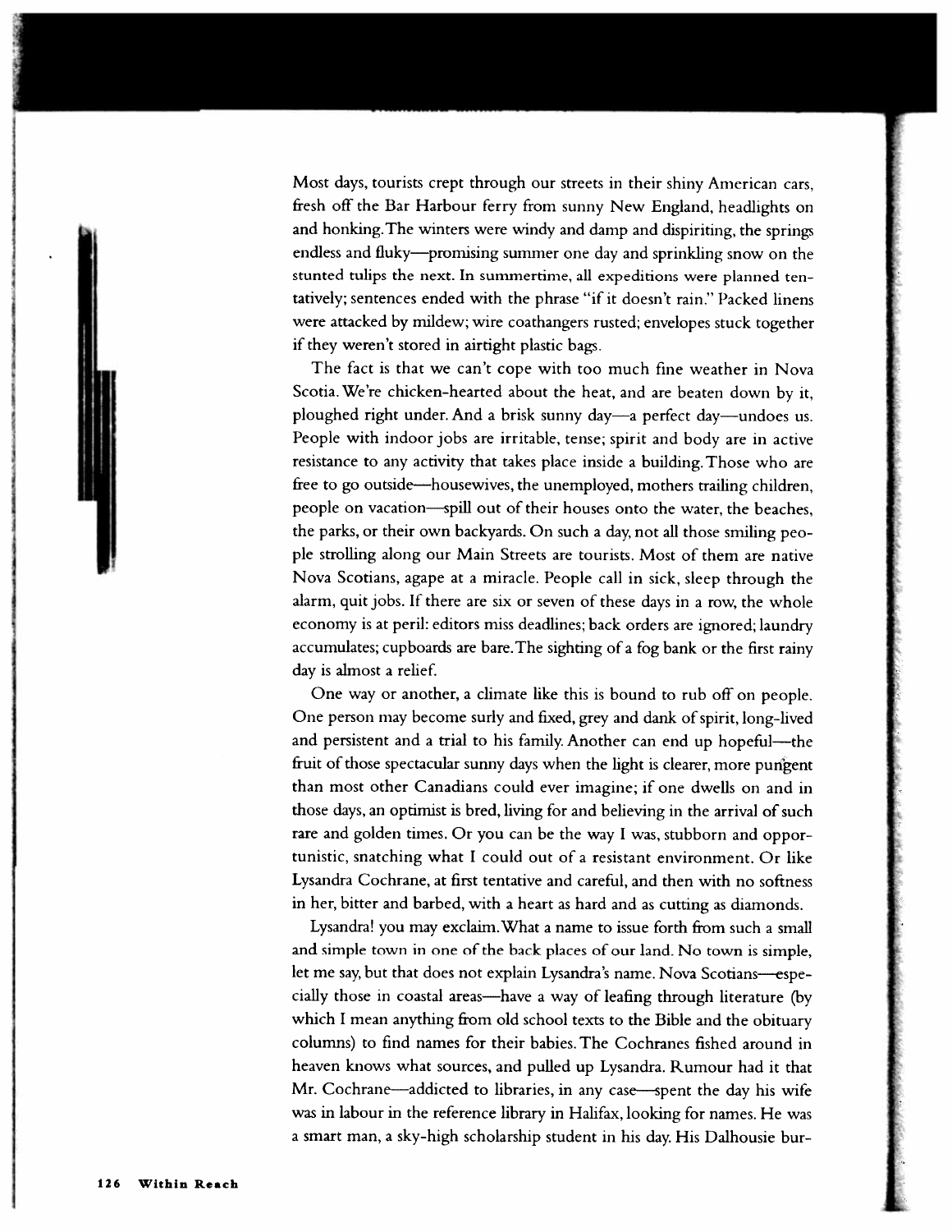Most days, tourists crept through our streets in their shiny American cars, fresh off the Bar Harbour ferry from sunny New England, headlights on and honking. The winters were windy and damp and dispiriting, the springs endless and fluky—promising summer one day and sprinkling snow on the stunted tulips the next. In summertime, all expeditions were planned tentatively; sentences ended with the phrase "if it doesn't rain." Packed linens were attacked by mildew; wire coathangers rusted; envelopes stuck together if they weren't stored in airtight plastic bags.

The fact is that we can't cope with too much fine weather in Nova Scotia. We're chicken-hearted about the heat, and are beaten down by it, ploughed right under. And a brisk sunny day—a perfect day—undoes us. People with indoor jobs are irritable, tense; spirit and body are in active resistance to any activity that takes place inside a building. Those who are free to go outside—housewives, the unemployed, mothers trailing children, people on vacation—spill out of their houses onto the water, the beaches, the parks, or their own backyards. On such a day, not all those smiling people strolling along our Main Streets are tourists. Most of them are native Nova Scotians, agape at a miracle. People call in sick, sleep through the alarm, quit jobs. If there are six or seven of these days in a row, the whole economy is at peril: editors miss deadlines; back orders are ignored; laundry accumulates; cupboards are bare. The sighting of a fog bank or the first rainy day is almost a relief.

One way or another, a climate like this is bound to rub off on people. One person may become surly and fixed, grey and dank of spirit, long-lived and persistent and a trial to his family. Another can end up hopeful—the fruit of those spectacular sunny days when the light is clearer, more pungent than most other Canadians could ever imagine; if one dwells on and in those days, an optimist is bred, living for and believing in the arrival of such rare and golden times. Or you can be the way I was, stubborn and opportunistic, snatching what I could out of a resistant environment. Or like Lysandra Cochrane, at first tentative and careful, and then with no softness in her, bitter and barbed, with a heart as hard and as cutting as diamonds.

Lysandra! you may exclaim. What a name to issue forth from such a small and simple town in one of the back places of our land. No town is simple, let me say, but that does not explain Lysandra's name. Nova Scotians—especially those in coastal areas—have a way of leafing through literature (by which I mean anything from old school texts to the Bible and the obituary columns) to find names for their babies. The Cochranes fished around in heaven knows what sources, and pulled up Lysandra. Rumour had it that Mr. Cochrane—addicted to libraries, in any case—spent the day his wife was in labour in the reference library in Halifax, looking for names. He was a smart man, a sky-high scholarship student in his day. His Dalhousie bur-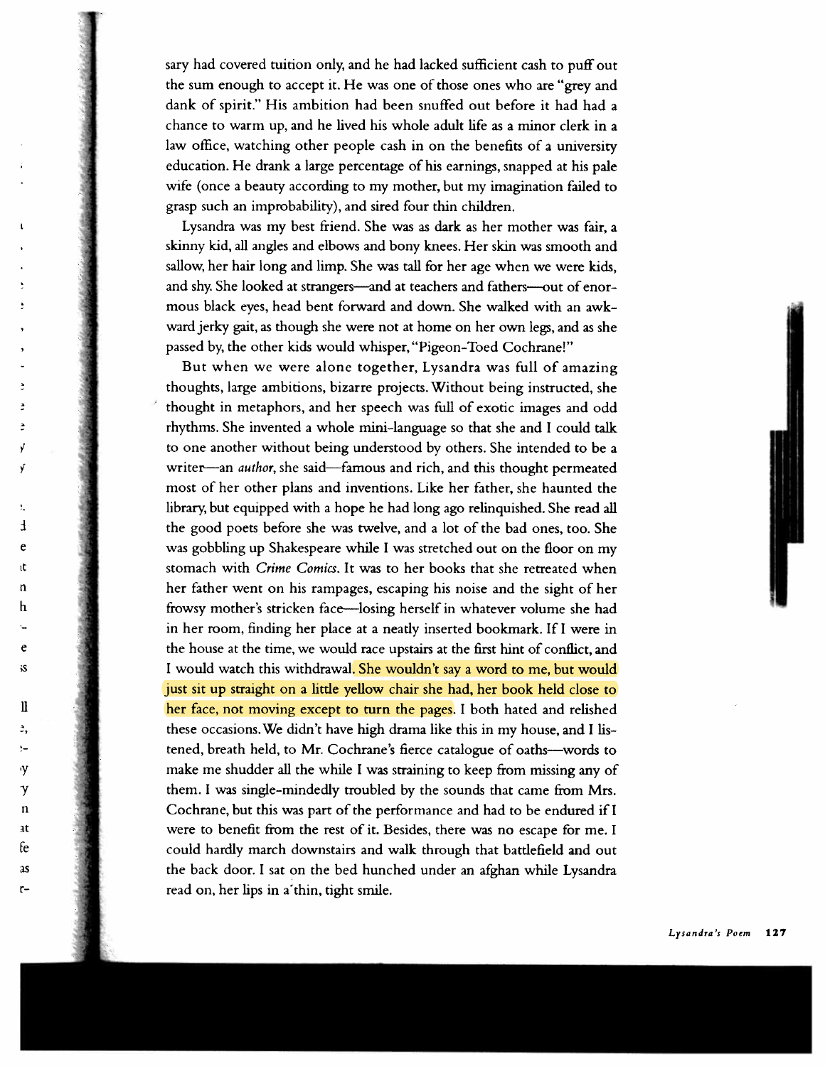sary had covered tuition only, and he had lacked sufficient cash to puff out the sum enough to accept it. He was one of those ones who are "grey and dank of spirit." His ambition had been snuffed out before it had had a chance to warm up, and he lived his whole adult life as a minor clerk in a law office, watching other people cash in on the benefits of a university education. He drank a large percentage of his earnings, snapped at his pale wife (once a beauty according to my mother, but my imagination failed to grasp such an improbability), and sired four thin children.

Lysandra was my best friend. She was as dark as her mother was fair, a skinny kid, all angles and elbows and bony knees. Her skin was smooth and sallow, her hair long and limp. She was tall for her age when we were kids, and shy. She looked at strangers—and at teachers and fathers—out of enormous black eyes, head bent forward and down. She walked with an awkward jerky gait, as though she were not at home on her own legs, and as she passed by, the other kids would whisper, "Pigeon-Toed Cochrane!"

But when we were alone together, Lysandra was full of amazing thoughts, large ambitions, bizarre projects. Without being instructed, she thought in metaphors, and her speech was full of exotic images and odd rhythms. She invented a whole mini-language so that she and I could talk to one another without being understood by others. She intended to be a writer—an *author*, she said—famous and rich, and this thought permeated most of her other plans and inventions. Like her father, she haunted the library, but equipped with a hope he had long ago relinquished. She read all the good poets before she was twelve, and a lot of the bad ones, too. She was gobbling up Shakespeare while I was stretched out on the floor on my stomach with *Crime Comics*. It was to her books that she retreated when her father went on his rampages, escaping his noise and the sight of her frowsy mother's stricken face—losing herself in whatever volume she had in her room, finding her place at a neatly inserted bookmark. If I were in the house at the time, we would race upstairs at the first hint of conflict, and I would watch this withdrawal. She wouldn't say a word to me, but would just sit up straight on a little yellow chair she had, her book held close to her face, not moving except to turn the pages. I both hated and relished these occasions. We didn't have high drama like this in my house, and I listened, breath held, to Mr. Cochrane's fierce catalogue of oaths—words to make me shudder all the while I was straining to keep from missing any of them. I was single-mindedly troubled by the sounds that came from Mrs. Cochrane, but this was part of the performance and had to be endured if I were to benefit from the rest of it. Besides, there was no escape for me. I could hardly march downstairs and walk through that battlefield and out the back door. I sat on the bed hunched under an afghan while Lysandra read on, her lips in a thin, tight smile.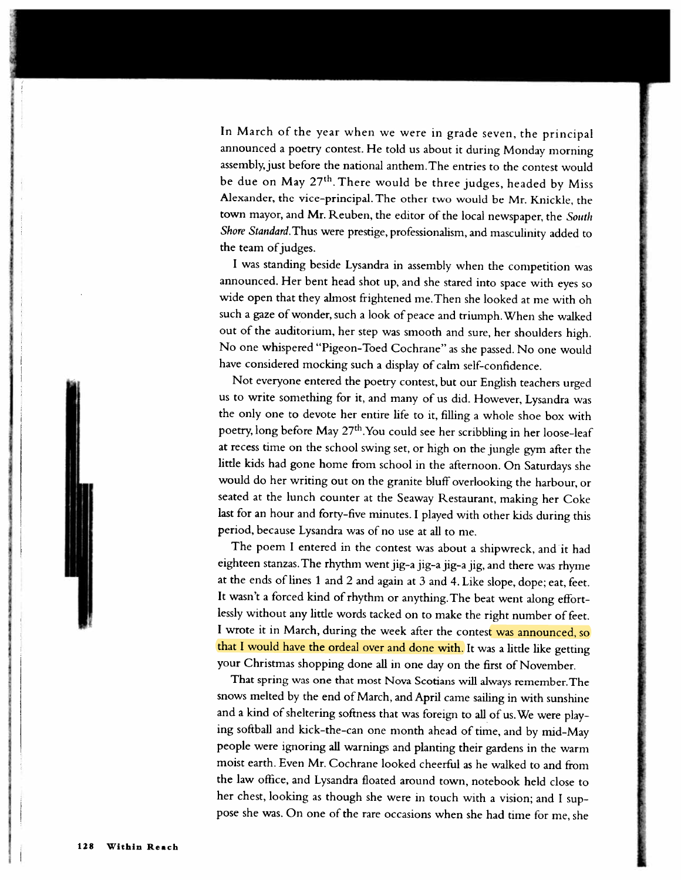In March of the year when we were in grade seven, the principal announced a poetry contest. He told us about it during Monday morning assembly, just before the national anthem. The entries to the contest would be due on May 27th. There would be three judges, headed by Miss Alexander, the vice-principal. The other two would be Mr. Knickle, the town mayor, and Mr. Reuben, the editor of the local newspaper, the *South Shore Standard*. Thus were prestige, professionalism, and masculinity added to the team of judges.

I was standing beside Lysandra in assembly when the competition was announced. Her bent head shot up, and she stared into space with eyes so wide open that they almost frightened me. Then she looked at me with oh such a gaze of wonder, such a look of peace and triumph. When she walked out of the auditorium, her step was smooth and sure, her shoulders high. No one whispered "Pigeon-Toed Cochrane" as she passed. No one would have considered mocking such a display of calm self-confidence.

Not everyone entered the poetry contest, but our English teachers urged us to write something for it, and many of us did. However, Lysandra was the only one to devote her entire life to it, filling a whole shoe box with poetry, long before May 27th. You could see her scribbling in her loose-leaf at recess time on the school swing set, or high on the jungle gym after the little kids had gone home from school in the afternoon. On Saturdays she would do her writing out on the granite bluff overlooking the harbour, or seated at the lunch counter at the Seaway Restaurant, making her Coke last for an hour and forty-five minutes. I played with other kids during this period, because Lysandra was of no use at all to me.

The poem I entered in the contest was about a shipwreck, and it had eighteen stanzas. The rhythm went jig-a jig-a jig-a jig, and there was rhyme at the ends of lines 1 and 2 and again at 3 and 4. Like slope, dope; eat, feet. It wasn't a forced kind of rhythm or anything. The beat went along effortlessly without any little words tacked on to make the right number of feet. I wrote it in March, during the week after the contest was announced, so that I would have the ordeal over and done with. It was a little like getting your Christmas shopping done all in one day on the first of November.

That spring was one that most Nova Scotians will always remember. The snows melted by the end of March, and April came sailing in with sunshine and a kind of sheltering softness that was foreign to all of us. We were playing softball and kick-the-can one month ahead of time, and by mid-May people were ignoring all warnings and planting their gardens in the warm moist earth. Even Mr. Cochrane looked cheerful as he walked to and from the law office, and Lysandra floated around town, notebook held close to her chest, looking as though she were in touch with a vision; and I suppose she was. On one of the rare occasions when she had time for me, she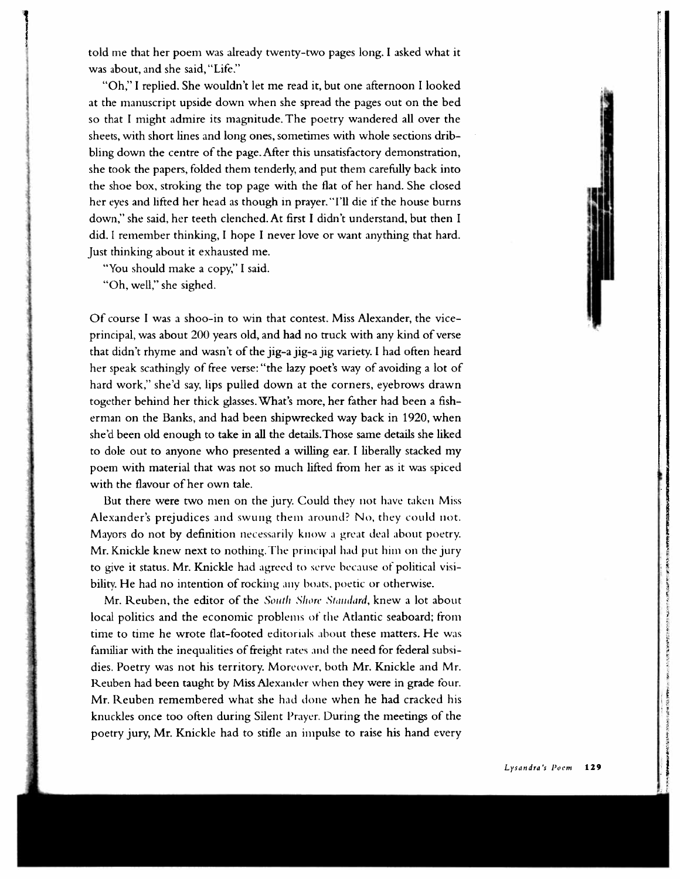told me that her poem was already twenty-two pages long. I asked what it was about, and she said, "Life."

"Oh," I replied. She wouldn't let me read it, but one afternoon I looked at the manuscript upside down when she spread the pages out on the bed so that I might admire its magnitude. The poetry wandered all over the sheets, with short lines and long ones, sometimes with whole sections dribbling down the centre of the page. After this unsatisfactory demonstration, she took the papers, folded them tenderly, and put them carefully back into the shoe box, stroking the top page with the flat of her hand. She closed her eyes and lifted her head as though in prayer. "I'll die if the house burns down," she said, her teeth clenched. At first I didn't understand, but then I did. I remember thinking, I hope I never love or want anything that hard. Just thinking about it exhausted me.

"You should make a copy," I said.

"Oh, well," she sighed.

Of course I was a shoo-in to win that contest. Miss Alexander, the vice-principal, was about 200 years old, and had no truck with any kind of verse that didn't rhyme and wasn't of the jig-a jig-a jig variety. I had often heard her speak scathingly of free verse: "the lazy poet's way of avoiding a lot of hard work," she'd say, lips pulled down at the corners, eyebrows drawn together behind her thick glasses. What's more, her father had been a fisherman on the Banks, and had been shipwrecked way back in 1920, when she'd been old enough to take in all the details. Those same details she liked to dole out to anyone who presented a willing ear. I liberally stacked my poem with material that was not so much lifted from her as it was spiced with the flavour of her own tale.

But there were two men on the jury. Could they not have taken Miss Alexander's prejudices and swung them around? No, they could not. Mayors do not by definition necessarily know a great deal about poetry. Mr. Knickle knew next to nothing. The principal had put him on the jury to give it status. Mr. Knickle had agreed to serve because of political visibility. He had no intention of rocking any boats, poetic or otherwise.

Mr. Reuben, the editor of the *South Shore Standard*, knew a lot about local politics and the economic problems of the Atlantic seaboard; from time to time he wrote flat-footed editorials about these matters. He was familiar with the inequalities of freight rates and the need for federal subsidies. Poetry was not his territory. Moreover, both Mr. Knickle and Mr. Reuben had been taught by Miss Alexander when they were in grade four. Mr. Reuben remembered what she had done when he had cracked his knuckles once too often during Silent Prayer. During the meetings of the poetry jury, Mr. Knickle had to stifle an impulse to raise his hand every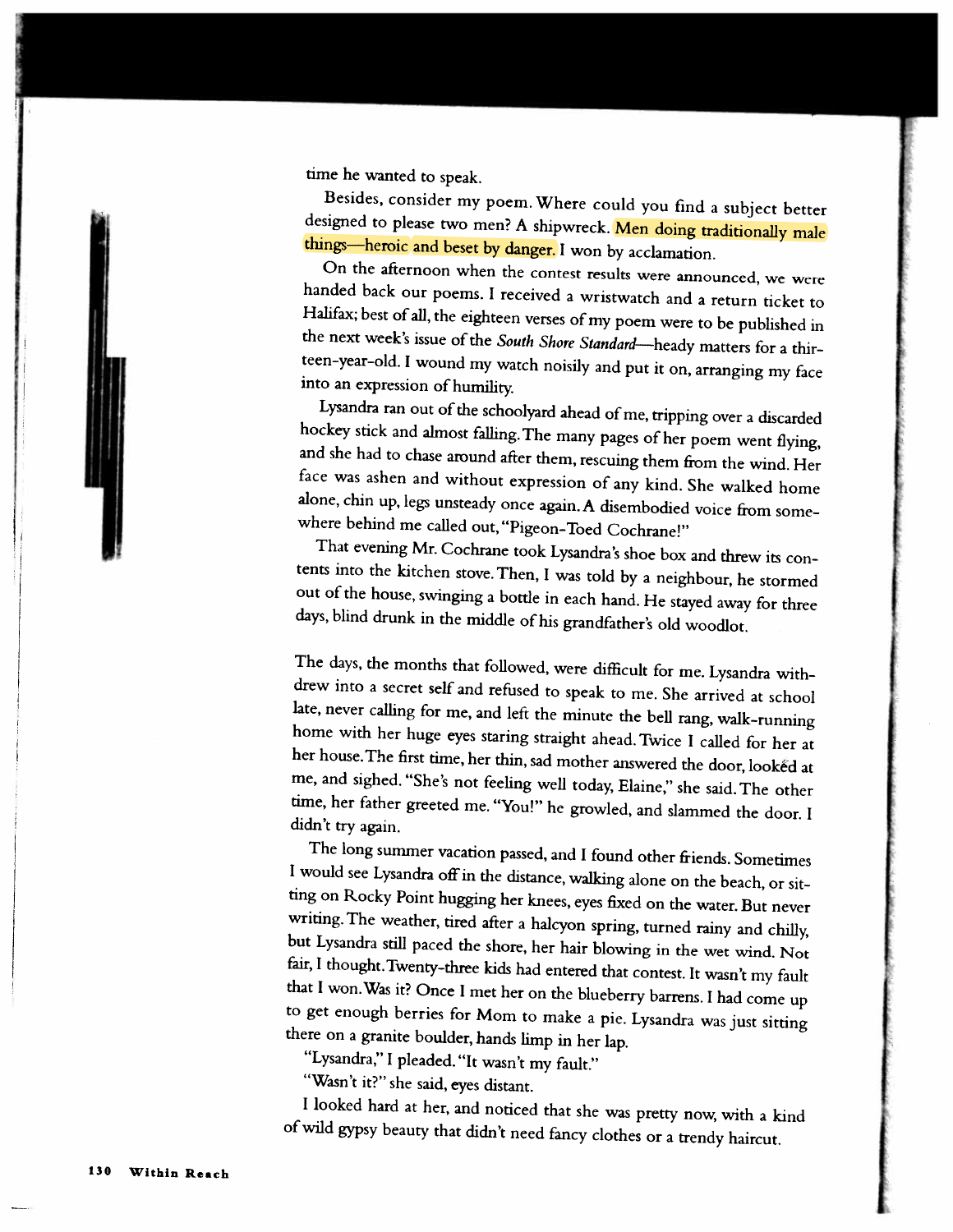time he wanted to speak.

Besides, consider my poem. Where could you find a subject better designed to please two men? A shipwreck. Men doing traditionally male things—heroic and beset by danger. I won by acclamation.

On the afternoon when the contest results were announced, we were handed back our poems. I received a wristwatch and a return ticket to Halifax; best of all, the eighteen verses of my poem were to be published in the next week's issue of the *South Shore Standard*—heady matters for a thirteen-year-old. I wound my watch noisily and put it on, arranging my face into an expression of humility.

Lysandra ran out of the schoolyard ahead of me, tripping over a discarded hockey stick and almost falling. The many pages of her poem went flying, and she had to chase around after them, rescuing them from the wind. Her face was ashen and without expression of any kind. She walked home alone, chin up, legs unsteady once again. A disembodied voice from somewhere behind me called out, "Pigeon-Toed Cochrane!"

That evening Mr. Cochrane took Lysandra's shoe box and threw its contents into the kitchen stove. Then, I was told by a neighbour, he stormed out of the house, swinging a bottle in each hand. He stayed away for three days, blind drunk in the middle of his grandfather's old woodlot.

The days, the months that followed, were difficult for me. Lysandra withdrew into a secret self and refused to speak to me. She arrived at school late, never calling for me, and left the minute the bell rang, walk-running home with her huge eyes staring straight ahead. Twice I called for her at her house. The first time, her thin, sad mother answered the door, looked at me, and sighed. "She's not feeling well today, Elaine," she said. The other time, her father greeted me. "You!" he growled, and slammed the door. I didn't try again.

The long summer vacation passed, and I found other friends. Sometimes I would see Lysandra off in the distance, walking alone on the beach, or sitting on Rocky Point hugging her knees, eyes fixed on the water. But never writing. The weather, tired after a halcyon spring, turned rainy and chilly, but Lysandra still paced the shore, her hair blowing in the wet wind. Not fair, I thought. Twenty-three kids had entered that contest. It wasn't my fault that I won. Was it? Once I met her on the blueberry barrens. I had come up to get enough berries for Mom to make a pie. Lysandra was just sitting there on a granite boulder, hands limp in her lap.

"Lysandra," I pleaded. "It wasn't my fault."

"Wasn't it?" she said, eyes distant.

I looked hard at her, and noticed that she was pretty now, with a kind of wild gypsy beauty that didn't need fancy clothes or a trendy haircut.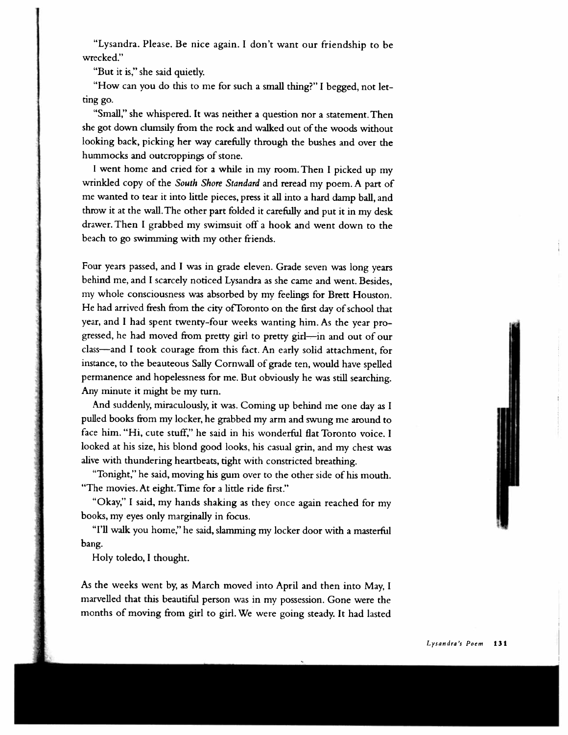"Lysandra. Please. Be nice again. I don't want our friendship to be wrecked."

"But it is," she said quietly.

"How can you do this to me for such a small thing?" I begged, not letting go.

"Small," she whispered. It was neither a question nor a statement. Then she got down clumsily from the rock and walked out of the woods without looking back, picking her way carefully through the bushes and over the hummocks and outcroppings of stone.

I went home and cried for a while in my room. Then I picked up my wrinkled copy of the *South Shore Standard* and reread my poem. A part of me wanted to tear it into little pieces, press it all into a hard damp ball, and throw it at the wall. The other part folded it carefully and put it in my desk drawer. Then I grabbed my swimsuit off a hook and went down to the beach to go swimming with my other friends.

Four years passed, and I was in grade eleven. Grade seven was long years behind me, and I scarcely noticed Lysandra as she came and went. Besides, my whole consciousness was absorbed by my feelings for Brett Houston. He had arrived fresh from the city of Toronto on the first day of school that year, and I had spent twenty-four weeks wanting him. As the year progressed, he had moved from pretty girl to pretty girl—in and out of our class—and I took courage from this fact. An early solid attachment, for instance, to the beauteous Sally Cornwall of grade ten, would have spelled permanence and hopelessness for me. But obviously he was still searching. Any minute it might be my turn.

And suddenly, miraculously, it was. Coming up behind me one day as I pulled books from my locker, he grabbed my arm and swung me around to face him. "Hi, cute stuff," he said in his wonderful flat Toronto voice. I looked at his size, his blond good looks, his casual grin, and my chest was alive with thundering heartbeats, tight with constricted breathing.

"Tonight," he said, moving his gum over to the other side of his mouth. "The movies. At eight. Time for a little ride first."

"Okay," I said, my hands shaking as they once again reached for my books, my eyes only marginally in focus.

"I'll walk you home," he said, slamming my locker door with a masterful bang.

Holy toledo, I thought.

As the weeks went by, as March moved into April and then into May, I marvelled that this beautiful person was in my possession. Gone were the months of moving from girl to girl. We were going steady. It had lasted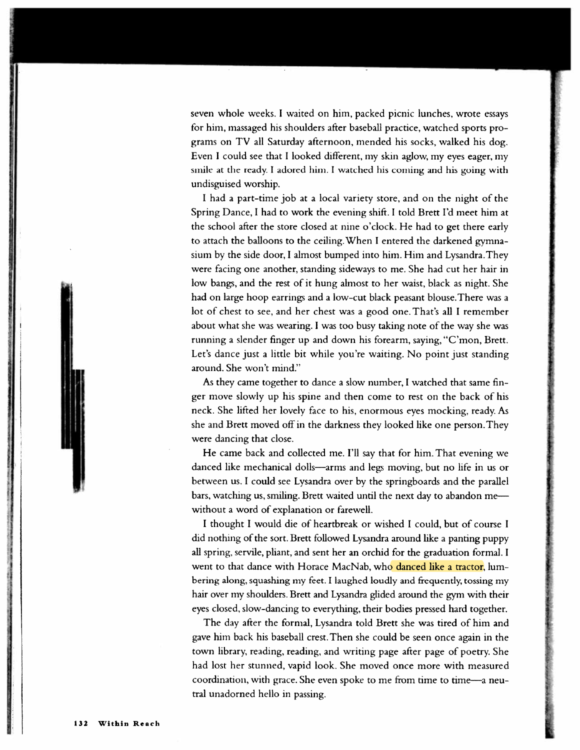seven whole weeks. I waited on him, packed picnic lunches, wrote essays for him, massaged his shoulders after baseball practice, watched sports programs on TV all Saturday afternoon, mended his socks, walked his dog. Even I could see that I looked different, my skin aglow, my eyes eager, my smile at the ready. I adored him. I watched his coming and his going with undisguised worship.

I had a part-time job at a local variety store, and on the night of the Spring Dance, I had to work the evening shift. I told Brett I'd meet him at the school after the store closed at nine o'clock. He had to get there early to attach the balloons to the ceiling. When I entered the darkened gymnasium by the side door, I almost bumped into him. Him and Lysandra. They were facing one another, standing sideways to me. She had cut her hair in low bangs, and the rest of it hung almost to her waist, black as night. She had on large hoop earrings and a low-cut black peasant blouse. There was a lot of chest to see, and her chest was a good one. That's all I remember about what she was wearing. I was too busy taking note of the way she was running a slender finger up and down his forearm, saying, "C'mon, Brett. Let's dance just a little bit while you're waiting. No point just standing around. She won't mind."

As they came together to dance a slow number, I watched that same finger move slowly up his spine and then come to rest on the back of his neck. She lifted her lovely face to his, enormous eyes mocking, ready. As she and Brett moved off in the darkness they looked like one person. They were dancing that close.

He came back and collected me. I'll say that for him. That evening we danced like mechanical dolls—arms and legs moving, but no life in us or between us. I could see Lysandra over by the springboards and the parallel bars, watching us, smiling. Brett waited until the next day to abandon me—without a word of explanation or farewell.

I thought I would die of heartbreak or wished I could, but of course I did nothing of the sort. Brett followed Lysandra around like a panting puppy all spring, servile, pliant, and sent her an orchid for the graduation formal. I went to that dance with Horace MacNab, who danced like a tractor, lumbering along, squashing my feet. I laughed loudly and frequently, tossing my hair over my shoulders. Brett and Lysandra glided around the gym with their eyes closed, slow-dancing to everything, their bodies pressed hard together.

The day after the formal, Lysandra told Brett she was tired of him and gave him back his baseball crest. Then she could be seen once again in the town library, reading, reading, and writing page after page of poetry. She had lost her stunned, vapid look. She moved once more with measured coordination, with grace. She even spoke to me from time to time—a neutral unadorned hello in passing.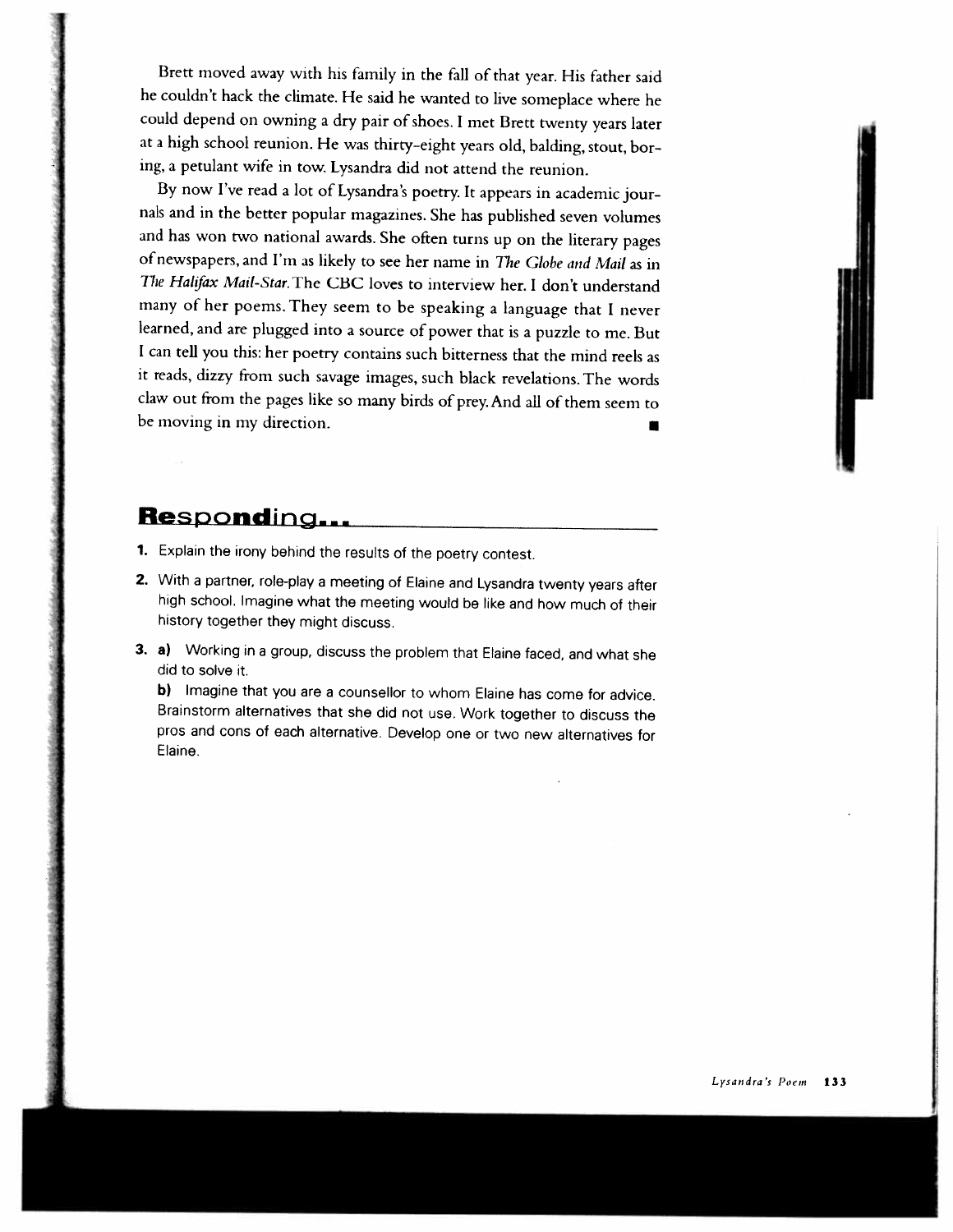Brett moved away with his family in the fall of that year. His father said he couldn't hack the climate. He said he wanted to live someplace where he could depend on owning a dry pair of shoes. I met Brett twenty years later at a high school reunion. He was thirty-eight years old, balding, stout, boring, a petulant wife in tow. Lysandra did not attend the reunion.

By now I've read a lot of Lysandra's poetry. It appears in academic journals and in the better popular magazines. She has published seven volumes and has won two national awards. She often turns up on the literary pages of newspapers, and I'm as likely to see her name in *The Globe and Mail* as in *The Halifax Mail-Star*. The CBC loves to interview her. I don't understand many of her poems. They seem to be speaking a language that I never learned, and are plugged into a source of power that is a puzzle to me. But I can tell you this: her poetry contains such bitterness that the mind reels as it reads, dizzy from such savage images, such black revelations. The words claw out from the pages like so many birds of prey. And all of them seem to be moving in my direction. ■

## Responding...

1. Explain the irony behind the results of the poetry contest.
2. With a partner, role-play a meeting of Elaine and Lysandra twenty years after high school. Imagine what the meeting would be like and how much of their history together they might discuss.
3. **a)** Working in a group, discuss the problem that Elaine faced, and what she did to solve it.

   **b)** Imagine that you are a counsellor to whom Elaine has come for advice. Brainstorm alternatives that she did not use. Work together to discuss the pros and cons of each alternative. Develop one or two new alternatives for Elaine.